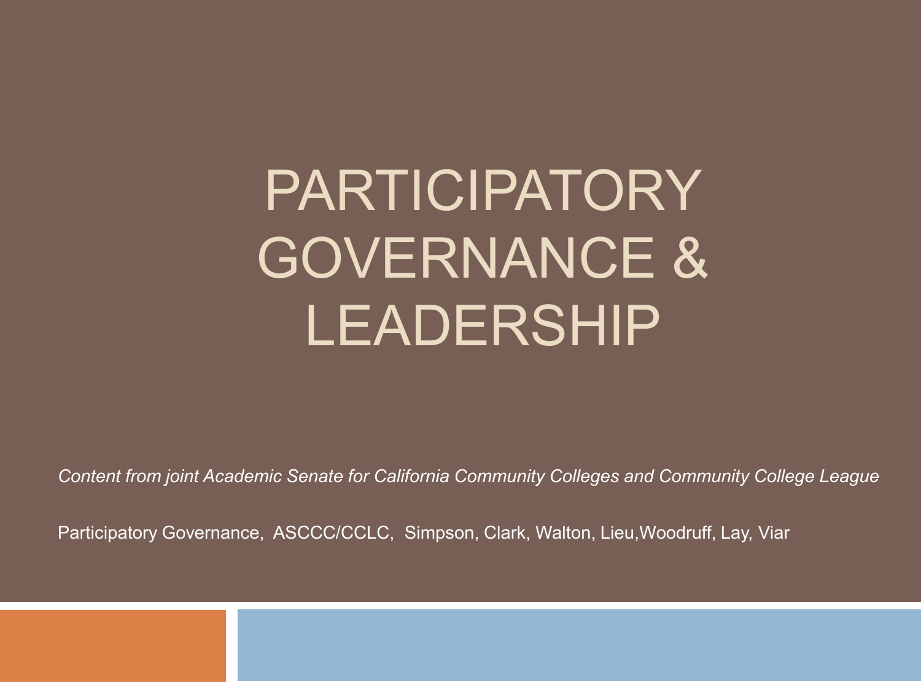# PARTICIPATORY GOVERNANCE & LEADERSHIP

*Content from joint Academic Senate for California Community Colleges and Community College League*

Participatory Governance, ASCCC/CCLC, Simpson, Clark, Walton, Lieu,Woodruff, Lay, Viar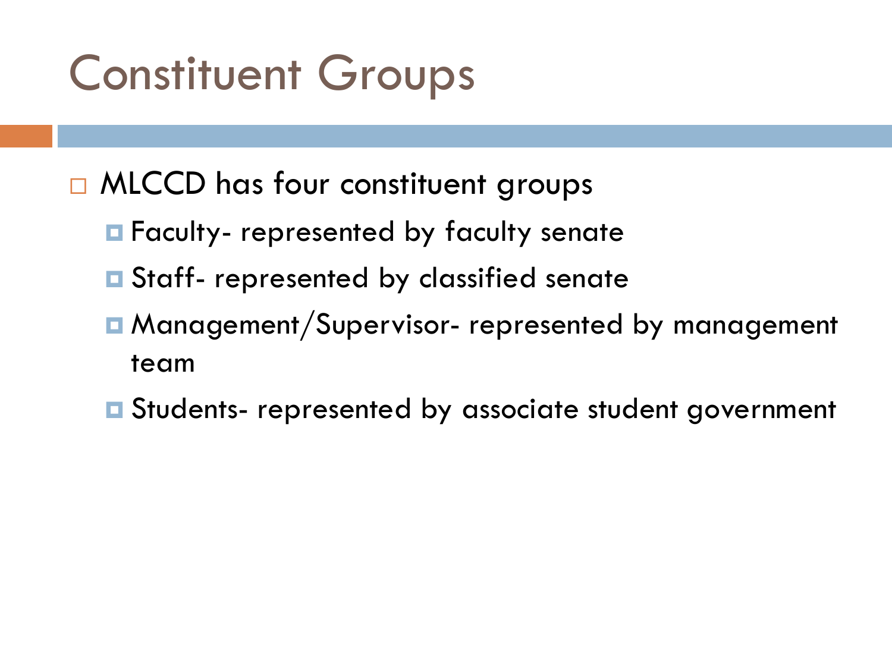# Constituent Groups

- MLCCD has four constituent groups
  - Faculty- represented by faculty senate
  - Staff- represented by classified senate
  - Management/Supervisor- represented by management team
  - Students- represented by associate student government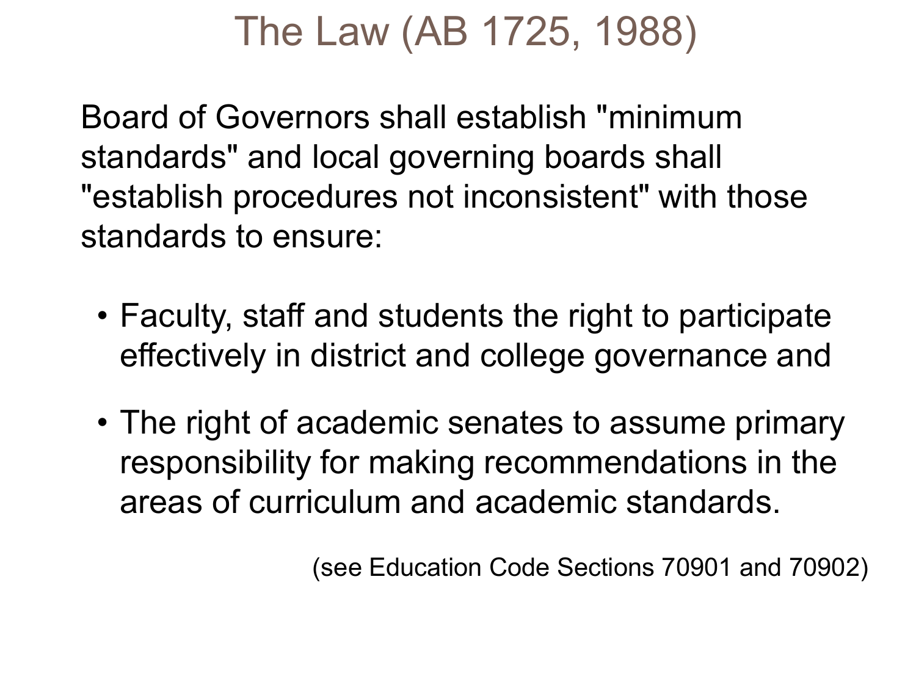# The Law (AB 1725, 1988)

Board of Governors shall establish "minimum standards" and local governing boards shall "establish procedures not inconsistent" with those standards to ensure:

- Faculty, staff and students the right to participate effectively in district and college governance and
- The right of academic senates to assume primary responsibility for making recommendations in the areas of curriculum and academic standards.

(see Education Code Sections 70901 and 70902)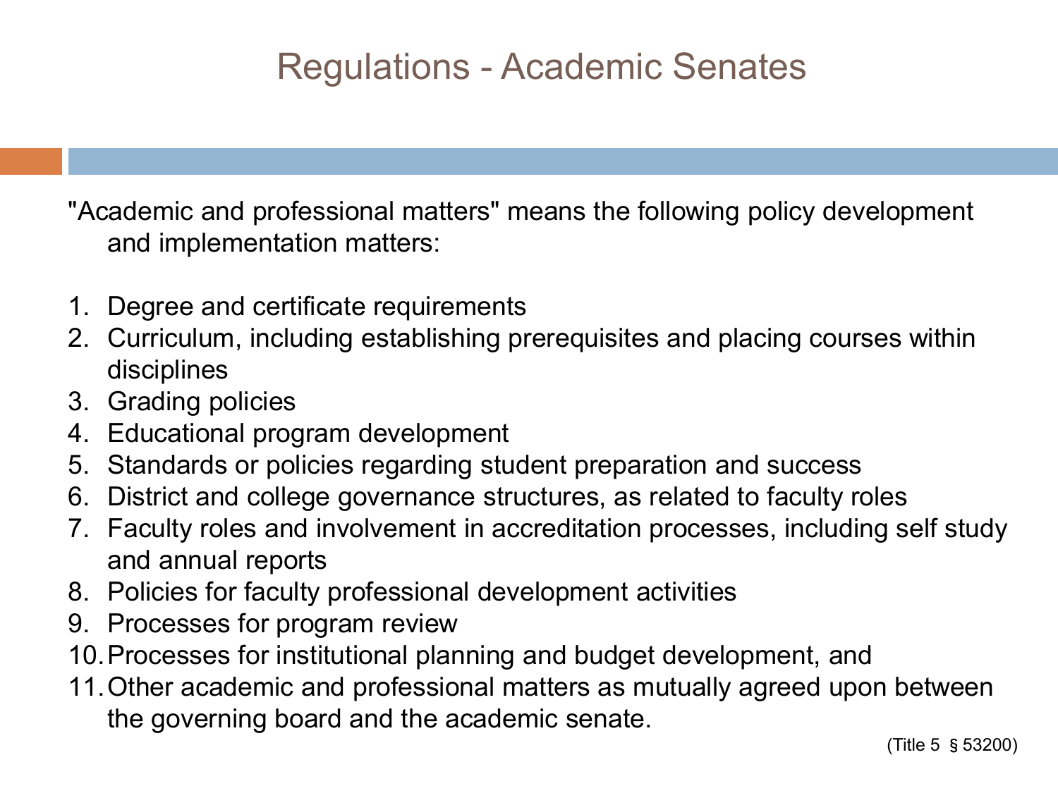# Regulations - Academic Senates

"Academic and professional matters" means the following policy development and implementation matters:

1. Degree and certificate requirements
2. Curriculum, including establishing prerequisites and placing courses within disciplines
3. Grading policies
4. Educational program development
5. Standards or policies regarding student preparation and success
6. District and college governance structures, as related to faculty roles
7. Faculty roles and involvement in accreditation processes, including self study and annual reports
8. Policies for faculty professional development activities
9. Processes for program review
10. Processes for institutional planning and budget development, and
11. Other academic and professional matters as mutually agreed upon between the governing board and the academic senate.

(Title 5 § 53200)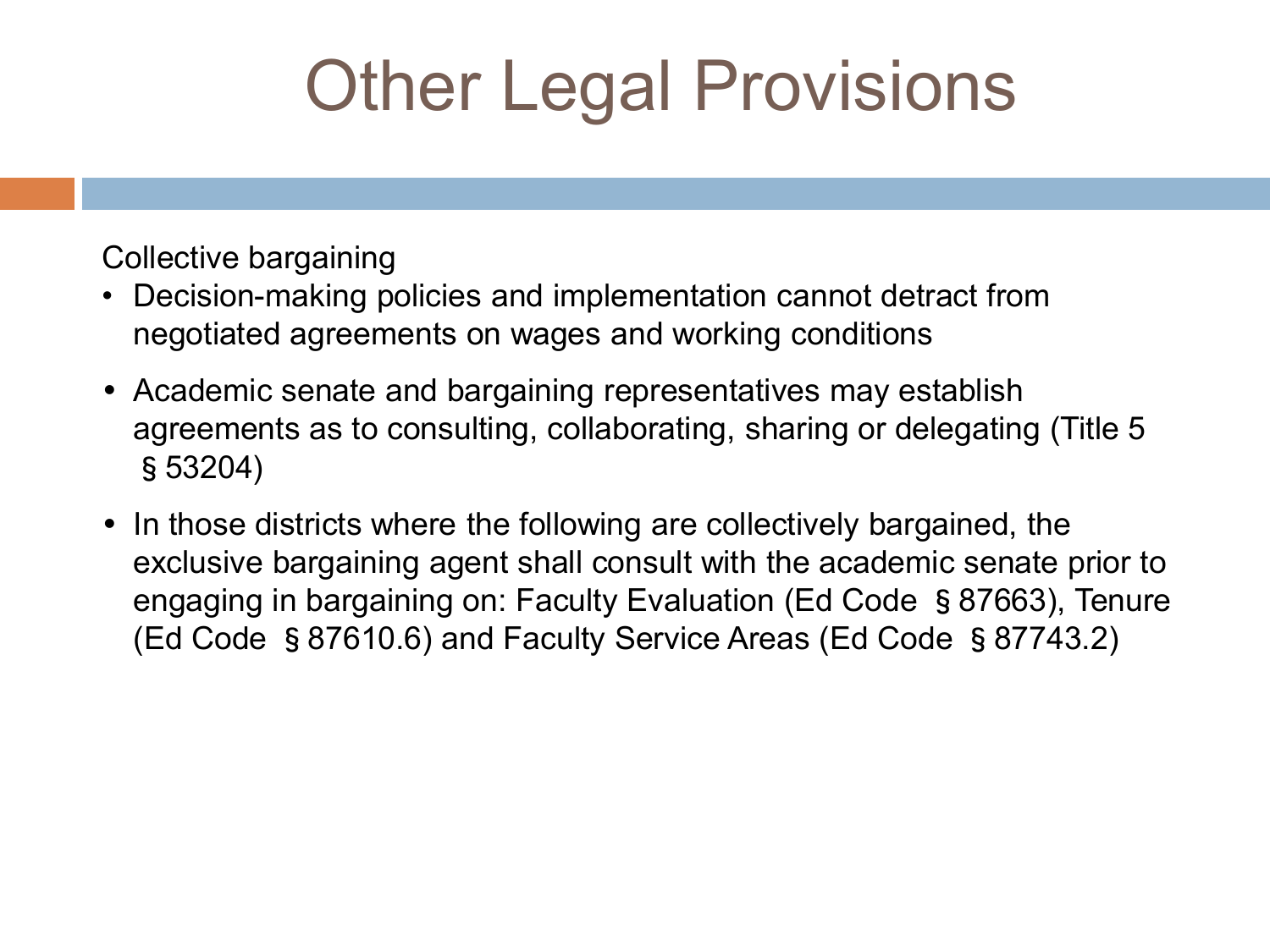# Other Legal Provisions

Collective bargaining

- Decision-making policies and implementation cannot detract from negotiated agreements on wages and working conditions
- Academic senate and bargaining representatives may establish agreements as to consulting, collaborating, sharing or delegating (Title 5 § 53204)
- In those districts where the following are collectively bargained, the exclusive bargaining agent shall consult with the academic senate prior to engaging in bargaining on: Faculty Evaluation (Ed Code § 87663), Tenure (Ed Code § 87610.6) and Faculty Service Areas (Ed Code § 87743.2)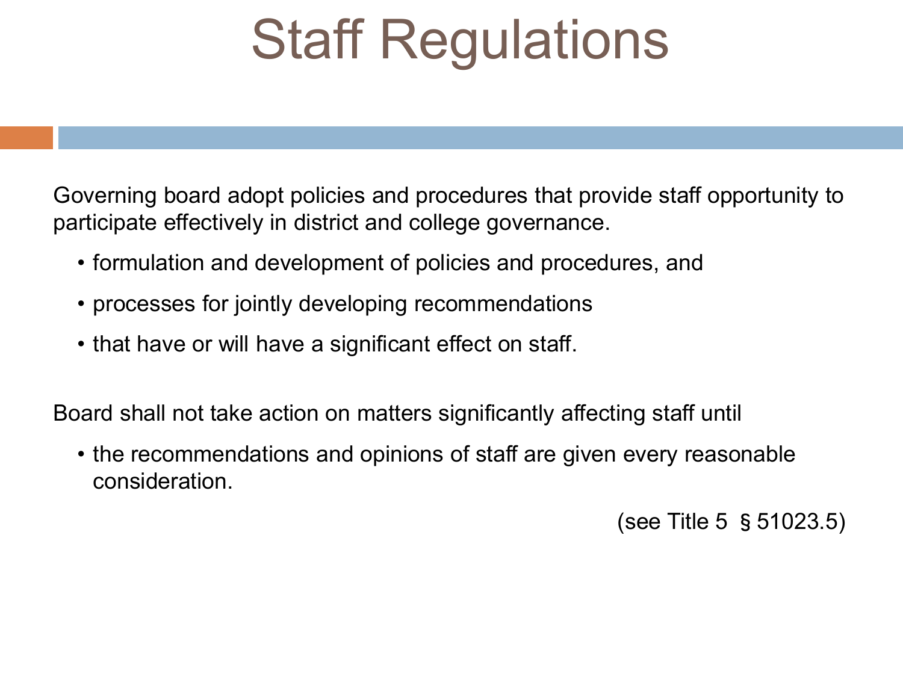# Staff Regulations

Governing board adopt policies and procedures that provide staff opportunity to participate effectively in district and college governance.

- formulation and development of policies and procedures, and
- processes for jointly developing recommendations
- that have or will have a significant effect on staff.

Board shall not take action on matters significantly affecting staff until

- the recommendations and opinions of staff are given every reasonable consideration.

(see Title 5 § 51023.5)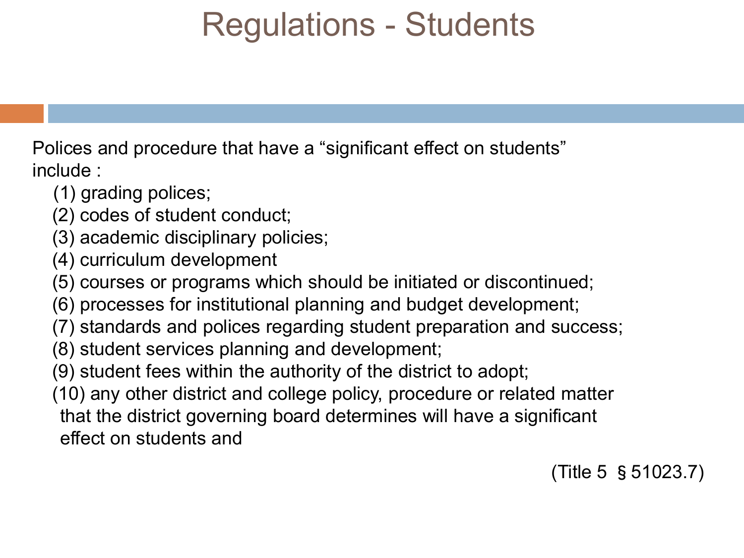# Regulations - Students

Polices and procedure that have a "significant effect on students" include :

(1) grading polices;
(2) codes of student conduct;
(3) academic disciplinary policies;
(4) curriculum development
(5) courses or programs which should be initiated or discontinued;
(6) processes for institutional planning and budget development;
(7) standards and polices regarding student preparation and success;
(8) student services planning and development;
(9) student fees within the authority of the district to adopt;
(10) any other district and college policy, procedure or related matter that the district governing board determines will have a significant effect on students and

(Title 5 § 51023.7)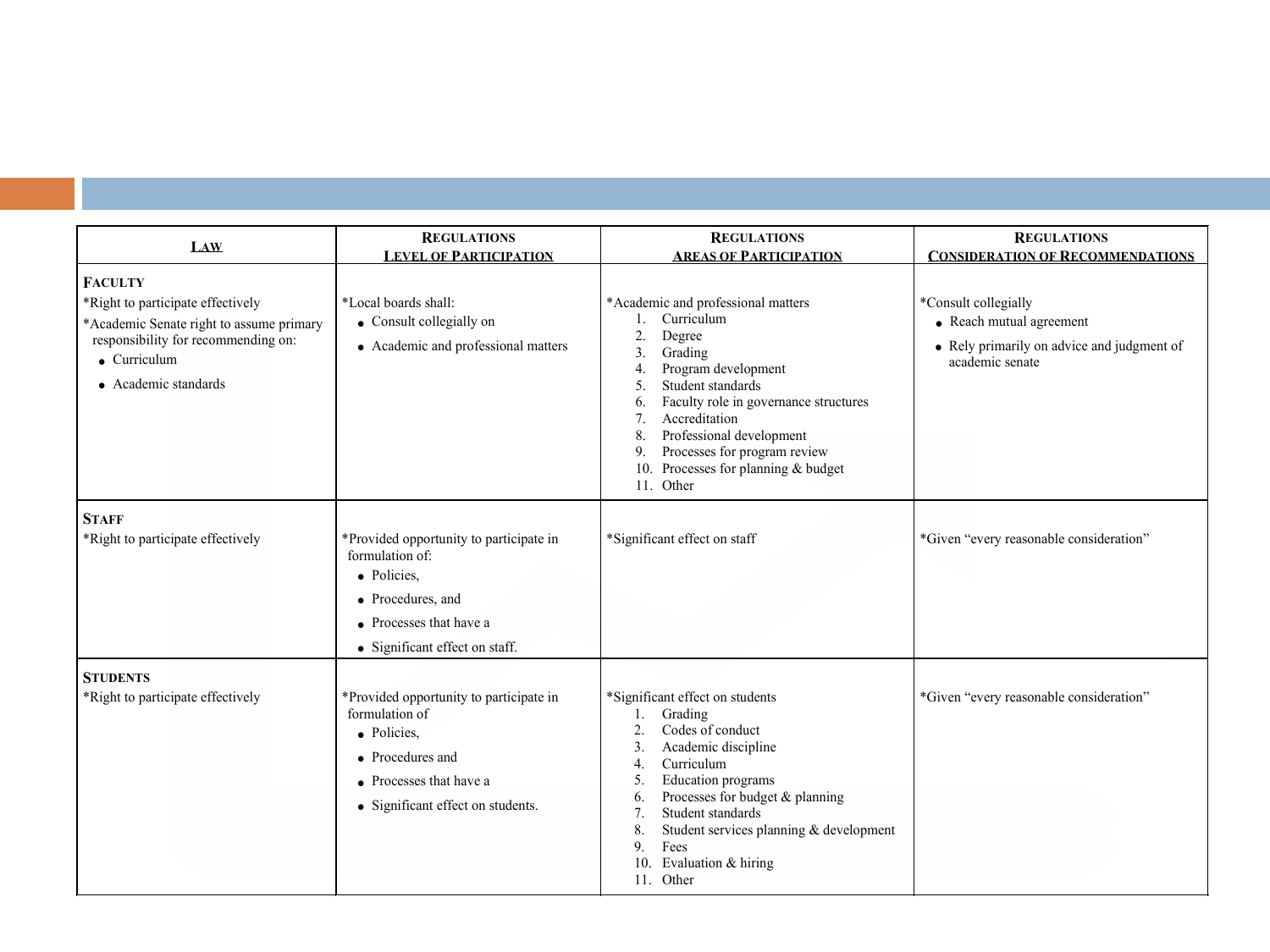| LAW | REGULATIONS<br>LEVEL OF PARTICIPATION | REGULATIONS<br>AREAS OF PARTICIPATION | REGULATIONS<br>CONSIDERATION OF RECOMMENDATIONS |
|---|---|---|---|
| **FACULTY**<br>*Right to participate effectively<br>*Academic Senate right to assume primary responsibility for recommending on:<br>• Curriculum<br>• Academic standards | *Local boards shall:<br>• Consult collegially on<br>• Academic and professional matters | *Academic and professional matters<br>1. Curriculum<br>2. Degree<br>3. Grading<br>4. Program development<br>5. Student standards<br>6. Faculty role in governance structures<br>7. Accreditation<br>8. Professional development<br>9. Processes for program review<br>10. Processes for planning & budget<br>11. Other | *Consult collegially<br>• Reach mutual agreement<br>• Rely primarily on advice and judgment of academic senate |
| **STAFF**<br>*Right to participate effectively | *Provided opportunity to participate in formulation of:<br>• Policies,<br>• Procedures, and<br>• Processes that have a<br>• Significant effect on staff. | *Significant effect on staff | *Given "every reasonable consideration" |
| **STUDENTS**<br>*Right to participate effectively | *Provided opportunity to participate in formulation of<br>• Policies,<br>• Procedures and<br>• Processes that have a<br>• Significant effect on students. | *Significant effect on students<br>1. Grading<br>2. Codes of conduct<br>3. Academic discipline<br>4. Curriculum<br>5. Education programs<br>6. Processes for budget & planning<br>7. Student standards<br>8. Student services planning & development<br>9. Fees<br>10. Evaluation & hiring<br>11. Other | *Given "every reasonable consideration" |